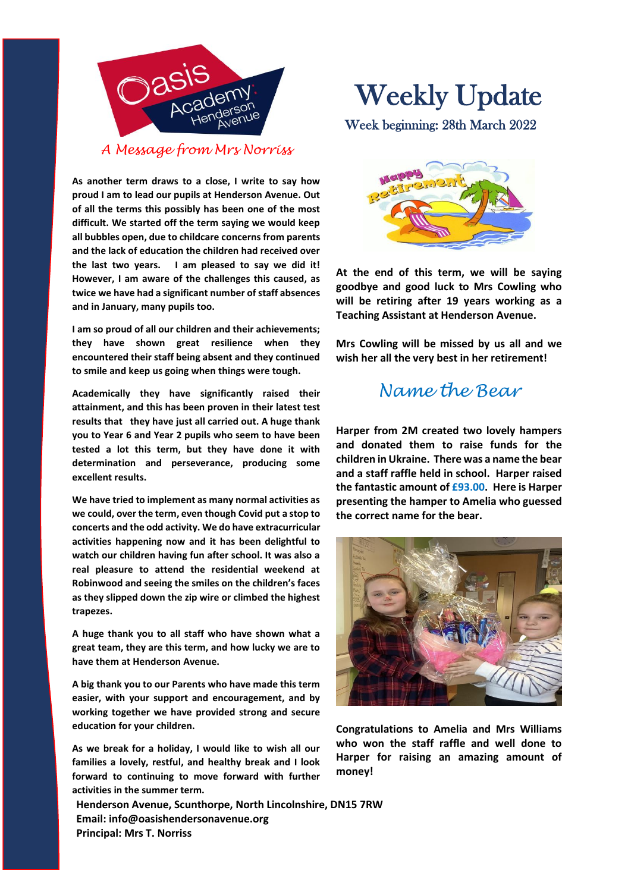# Weekly Update

Week beginning: 28th March 2022

## A Message from Mrs Norriss

**As another term draws to a close, I write to say how proud I am to lead our pupils at Henderson Avenue. Out of all the terms this possibly has been one of the most difficult. We started off the term saying we would keep all bubbles open, due to childcare concerns from parents and the lack of education the children had received over the last two years. I am pleased to say we did it! However, I am aware of the challenges this caused, as twice we have had a significant number of staff absences and in January, many pupils too.**

**I am so proud of all our children and their achievements; they have shown great resilience when they encountered their staff being absent and they continued to smile and keep us going when things were tough.**

**Academically they have significantly raised their attainment, and this has been proven in their latest test results that they have just all carried out. A huge thank you to Year 6 and Year 2 pupils who seem to have been tested a lot this term, but they have done it with determination and perseverance, producing some excellent results.**

**We have tried to implement as many normal activities as we could, over the term, even though Covid put a stop to concerts and the odd activity. We do have extracurricular activities happening now and it has been delightful to watch our children having fun after school. It was also a real pleasure to attend the residential weekend at Robinwood and seeing the smiles on the children's faces as they slipped down the zip wire or climbed the highest trapezes.**

**A huge thank you to all staff who have shown what a great team, they are this term, and how lucky we are to have them at Henderson Avenue.**

**A big thank you to our Parents who have made this term easier, with your support and encouragement, and by working together we have provided strong and secure education for your children.**

**As we break for a holiday, I would like to wish all our families a lovely, restful, and healthy break and I look forward to continuing to move forward with further activities in the summer term.**

**At the end of this term, we will be saying goodbye and good luck to Mrs Cowling who will be retiring after 19 years working as a Teaching Assistant at Henderson Avenue.**

**Mrs Cowling will be missed by us all and we wish her all the very best in her retirement!**

## Name the Bear

**Harper from 2M created two lovely hampers and donated them to raise funds for the children in Ukraine. There was a name the bear and a staff raffle held in school. Harper raised the fantastic amount of £93.00. Here is Harper presenting the hamper to Amelia who guessed the correct name for the bear.**

**Congratulations to Amelia and Mrs Williams who won the staff raffle and well done to Harper for raising an amazing amount of money!**

**Henderson Avenue, Scunthorpe, North Lincolnshire, DN15 7RW**
**Email: info@oasishendersonavenue.org**
**Principal: Mrs T. Norriss**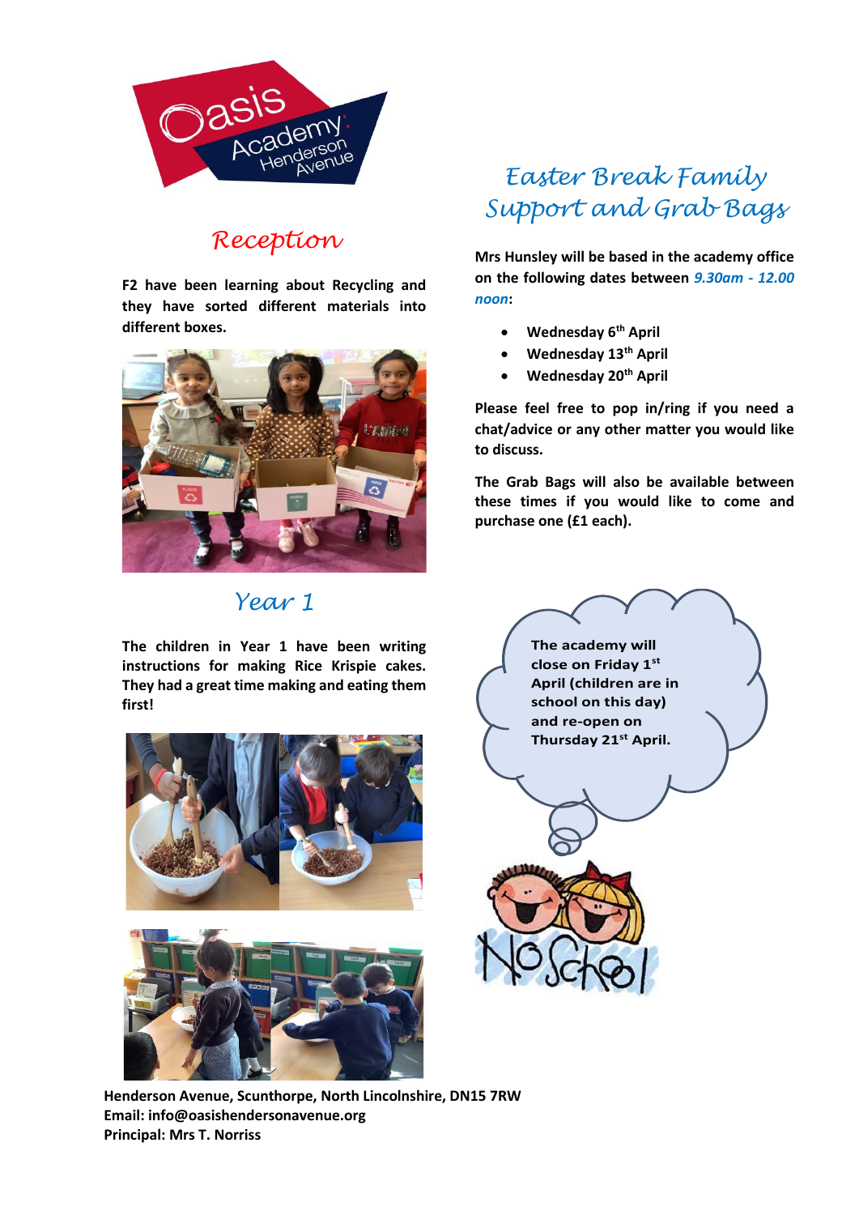## Reception

**F2 have been learning about Recycling and they have sorted different materials into different boxes.**

## Year 1

**The children in Year 1 have been writing instructions for making Rice Krispie cakes. They had a great time making and eating them first!**

## Easter Break Family Support and Grab Bags

**Mrs Hunsley will be based in the academy office on the following dates between *9.30am - 12.00 noon*:**

- **Wednesday 6th April**
- **Wednesday 13th April**
- **Wednesday 20th April**

**Please feel free to pop in/ring if you need a chat/advice or any other matter you would like to discuss.**

**The Grab Bags will also be available between these times if you would like to come and purchase one (£1 each).**

**The academy will close on Friday 1st April (children are in school on this day) and re-open on Thursday 21st April.**

**Henderson Avenue, Scunthorpe, North Lincolnshire, DN15 7RW**
**Email: info@oasishendersonavenue.org**
**Principal: Mrs T. Norriss**